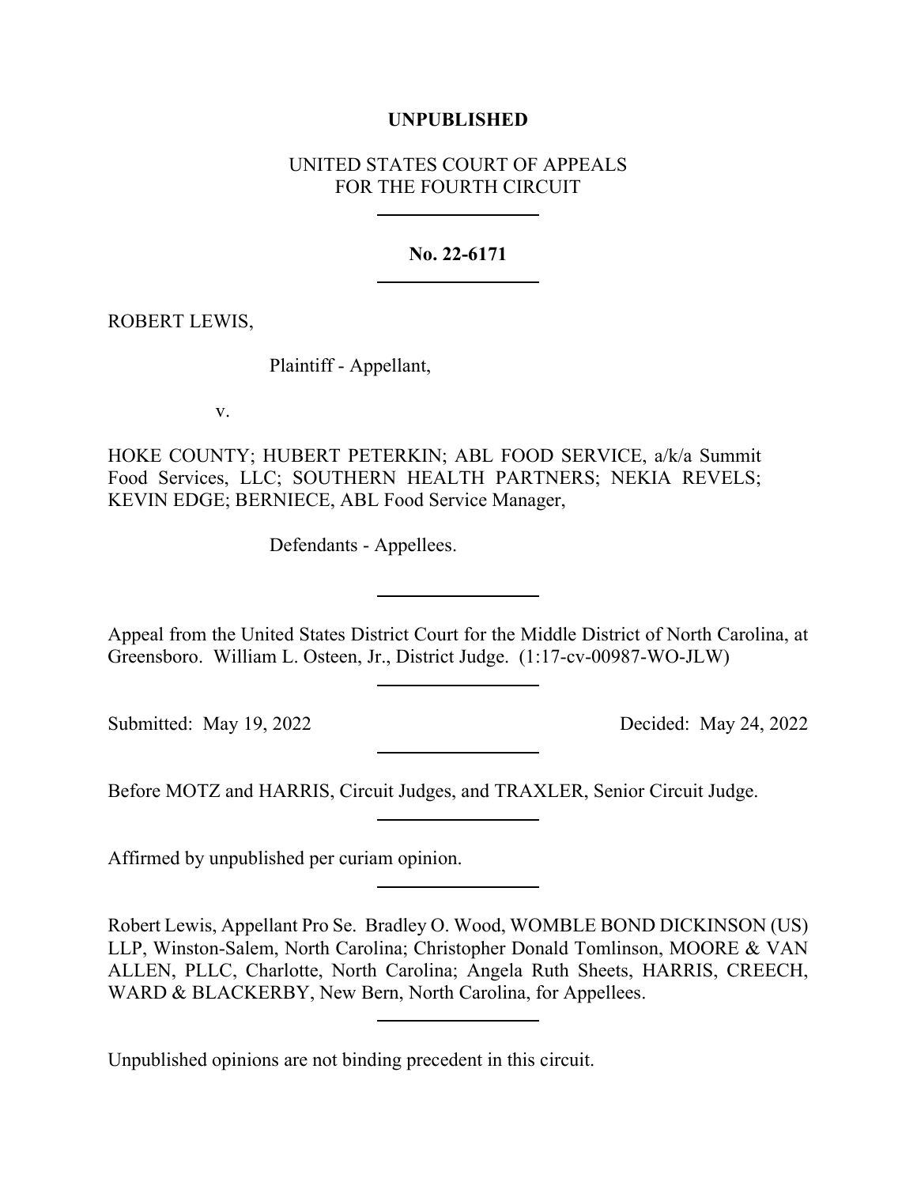**UNPUBLISHED**

UNITED STATES COURT OF APPEALS
FOR THE FOURTH CIRCUIT

---

**No. 22-6171**

---

ROBERT LEWIS,

Plaintiff - Appellant,

v.

HOKE COUNTY; HUBERT PETERKIN; ABL FOOD SERVICE, a/k/a Summit Food Services, LLC; SOUTHERN HEALTH PARTNERS; NEKIA REVELS; KEVIN EDGE; BERNIECE, ABL Food Service Manager,

Defendants - Appellees.

---

Appeal from the United States District Court for the Middle District of North Carolina, at Greensboro. William L. Osteen, Jr., District Judge. (1:17-cv-00987-WO-JLW)

---

Submitted: May 19, 2022 Decided: May 24, 2022

---

Before MOTZ and HARRIS, Circuit Judges, and TRAXLER, Senior Circuit Judge.

---

Affirmed by unpublished per curiam opinion.

---

Robert Lewis, Appellant Pro Se. Bradley O. Wood, WOMBLE BOND DICKINSON (US) LLP, Winston-Salem, North Carolina; Christopher Donald Tomlinson, MOORE & VAN ALLEN, PLLC, Charlotte, North Carolina; Angela Ruth Sheets, HARRIS, CREECH, WARD & BLACKERBY, New Bern, North Carolina, for Appellees.

---

Unpublished opinions are not binding precedent in this circuit.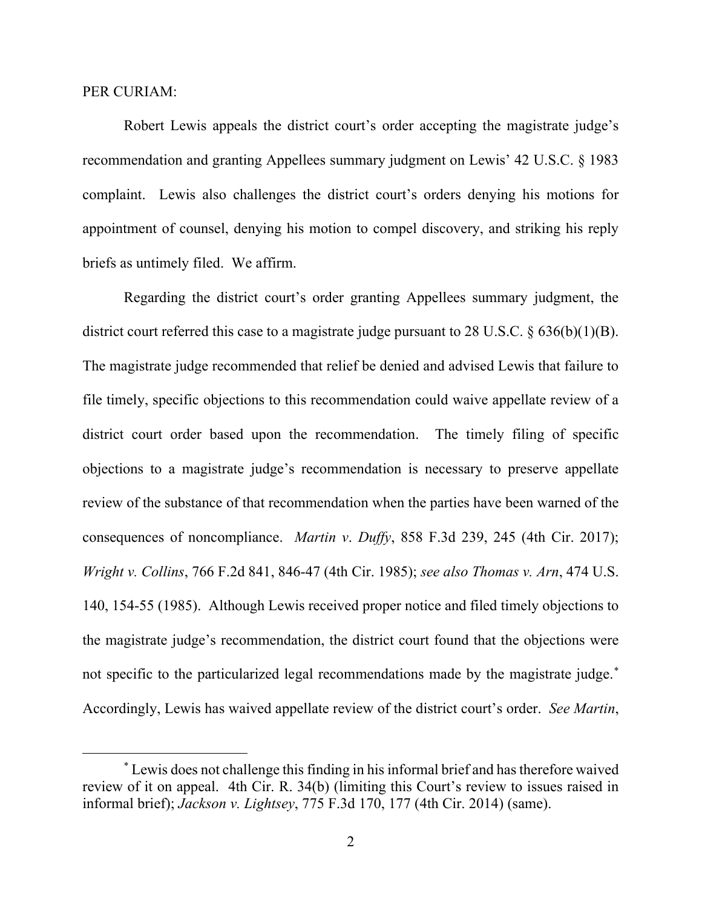PER CURIAM:

Robert Lewis appeals the district court's order accepting the magistrate judge's recommendation and granting Appellees summary judgment on Lewis' 42 U.S.C. § 1983 complaint. Lewis also challenges the district court's orders denying his motions for appointment of counsel, denying his motion to compel discovery, and striking his reply briefs as untimely filed. We affirm.

Regarding the district court's order granting Appellees summary judgment, the district court referred this case to a magistrate judge pursuant to 28 U.S.C. § 636(b)(1)(B). The magistrate judge recommended that relief be denied and advised Lewis that failure to file timely, specific objections to this recommendation could waive appellate review of a district court order based upon the recommendation. The timely filing of specific objections to a magistrate judge's recommendation is necessary to preserve appellate review of the substance of that recommendation when the parties have been warned of the consequences of noncompliance. *Martin v. Duffy*, 858 F.3d 239, 245 (4th Cir. 2017); *Wright v. Collins*, 766 F.2d 841, 846-47 (4th Cir. 1985); *see also Thomas v. Arn*, 474 U.S. 140, 154-55 (1985). Although Lewis received proper notice and filed timely objections to the magistrate judge's recommendation, the district court found that the objections were not specific to the particularized legal recommendations made by the magistrate judge.[*] Accordingly, Lewis has waived appellate review of the district court's order. *See Martin*,

---

[*] Lewis does not challenge this finding in his informal brief and has therefore waived review of it on appeal. 4th Cir. R. 34(b) (limiting this Court's review to issues raised in informal brief); *Jackson v. Lightsey*, 775 F.3d 170, 177 (4th Cir. 2014) (same).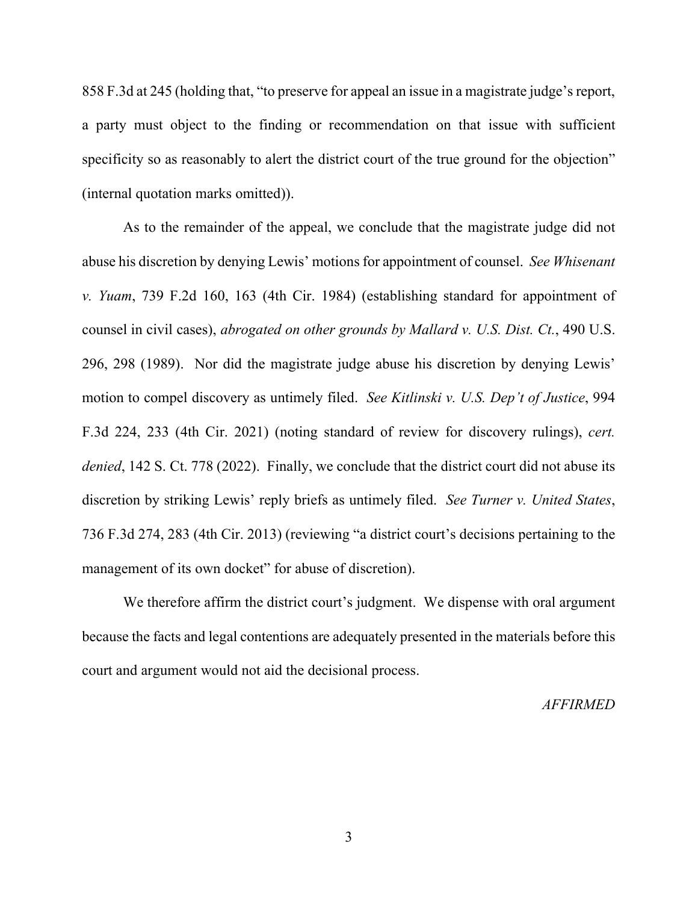858 F.3d at 245 (holding that, "to preserve for appeal an issue in a magistrate judge's report, a party must object to the finding or recommendation on that issue with sufficient specificity so as reasonably to alert the district court of the true ground for the objection" (internal quotation marks omitted)).

As to the remainder of the appeal, we conclude that the magistrate judge did not abuse his discretion by denying Lewis' motions for appointment of counsel. *See Whisenant v. Yuam*, 739 F.2d 160, 163 (4th Cir. 1984) (establishing standard for appointment of counsel in civil cases), *abrogated on other grounds by Mallard v. U.S. Dist. Ct.*, 490 U.S. 296, 298 (1989). Nor did the magistrate judge abuse his discretion by denying Lewis' motion to compel discovery as untimely filed. *See Kitlinski v. U.S. Dep't of Justice*, 994 F.3d 224, 233 (4th Cir. 2021) (noting standard of review for discovery rulings), *cert. denied*, 142 S. Ct. 778 (2022). Finally, we conclude that the district court did not abuse its discretion by striking Lewis' reply briefs as untimely filed. *See Turner v. United States*, 736 F.3d 274, 283 (4th Cir. 2013) (reviewing "a district court's decisions pertaining to the management of its own docket" for abuse of discretion).

We therefore affirm the district court's judgment. We dispense with oral argument because the facts and legal contentions are adequately presented in the materials before this court and argument would not aid the decisional process.

*AFFIRMED*